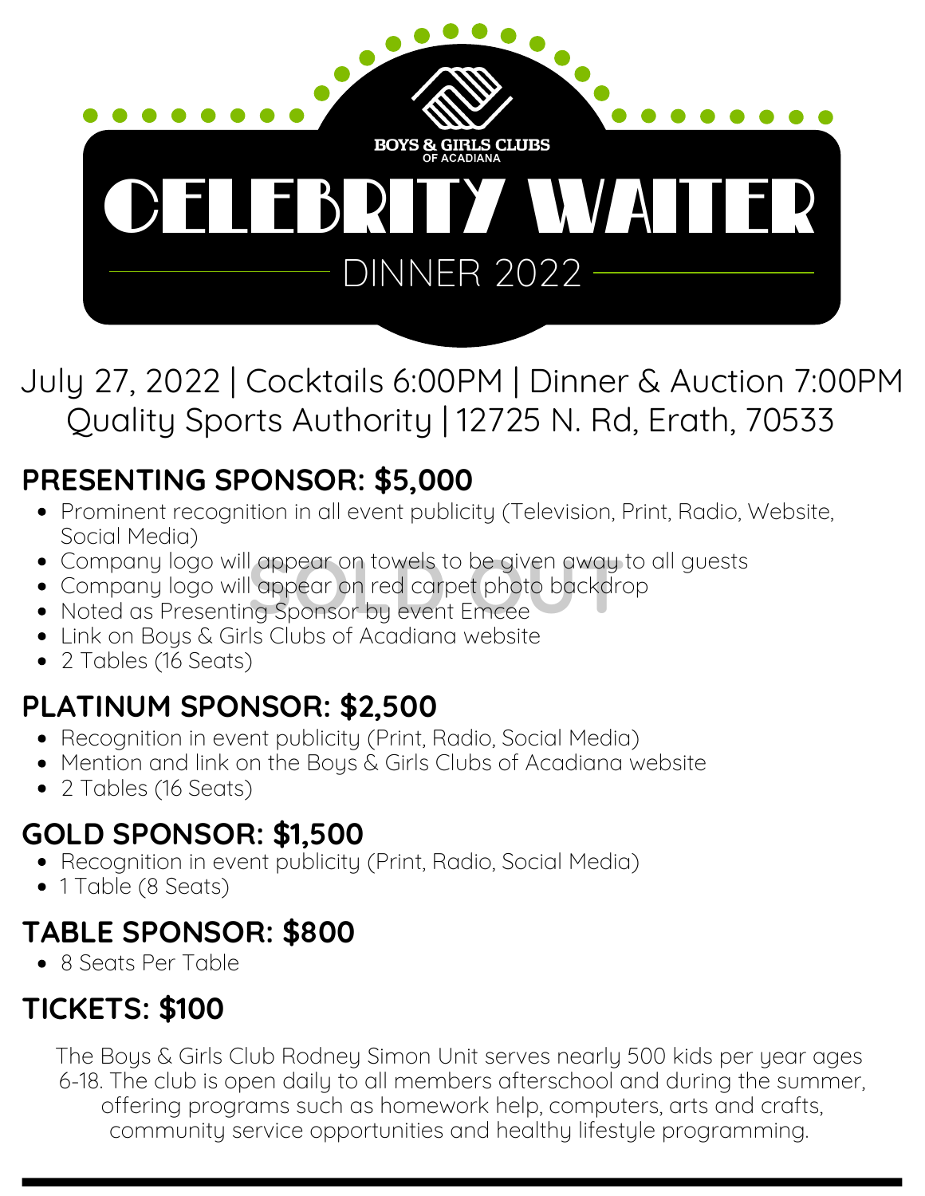BOYS & GIRLS CLUBS OF ACADIANA

# CELEBRITY WAITER

## DINNER 2022

July 27, 2022 | Cocktails 6:00PM | Dinner & Auction 7:00PM
Quality Sports Authority | 12725 N. Rd, Erath, 70533

## PRESENTING SPONSOR: $5,000

SOLD OUT

- Prominent recognition in all event publicity (Television, Print, Radio, Website, Social Media)
- Company logo will appear on towels to be given away to all guests
- Company logo will appear on red carpet photo backdrop
- Noted as Presenting Sponsor by event Emcee
- Link on Boys & Girls Clubs of Acadiana website
- 2 Tables (16 Seats)

## PLATINUM SPONSOR: $2,500

- Recognition in event publicity (Print, Radio, Social Media)
- Mention and link on the Boys & Girls Clubs of Acadiana website
- 2 Tables (16 Seats)

## GOLD SPONSOR: $1,500

- Recognition in event publicity (Print, Radio, Social Media)
- 1 Table (8 Seats)

## TABLE SPONSOR: $800

- 8 Seats Per Table

## TICKETS: $100

The Boys & Girls Club Rodney Simon Unit serves nearly 500 kids per year ages 6-18. The club is open daily to all members afterschool and during the summer, offering programs such as homework help, computers, arts and crafts, community service opportunities and healthy lifestyle programming.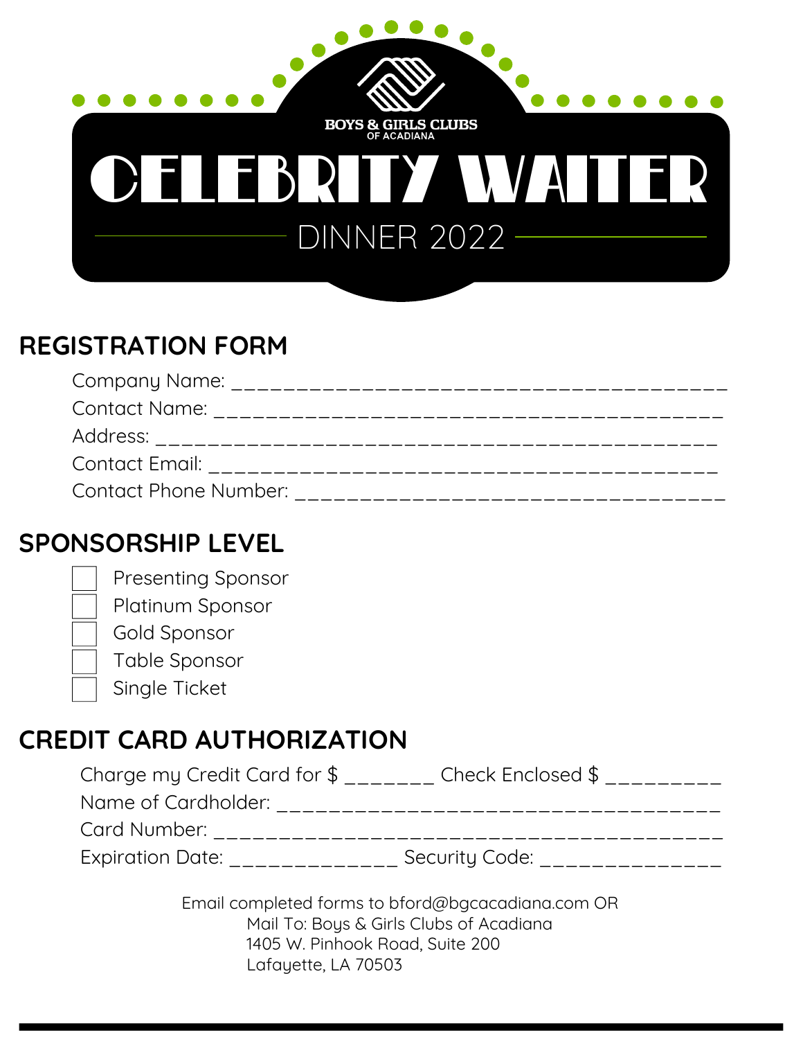BOYS & GIRLS CLUBS
OF ACADIANA

# CELEBRITY WAITER

DINNER 2022

## REGISTRATION FORM

Company Name: ________________________________________

Contact Name: ________________________________________

Address: ____________________________________________

Contact Email: _______________________________________

Contact Phone Number: _________________________________

## SPONSORSHIP LEVEL

- [ ] Presenting Sponsor
- [ ] Platinum Sponsor
- [ ] Gold Sponsor
- [ ] Table Sponsor
- [ ] Single Ticket

## CREDIT CARD AUTHORIZATION

Charge my Credit Card for $ _______ Check Enclosed $ _________

Name of Cardholder: ___________________________________

Card Number: ________________________________________

Expiration Date: _____________ Security Code: ______________

Email completed forms to bford@bgcacadiana.com OR
Mail To: Boys & Girls Clubs of Acadiana
1405 W. Pinhook Road, Suite 200
Lafayette, LA 70503